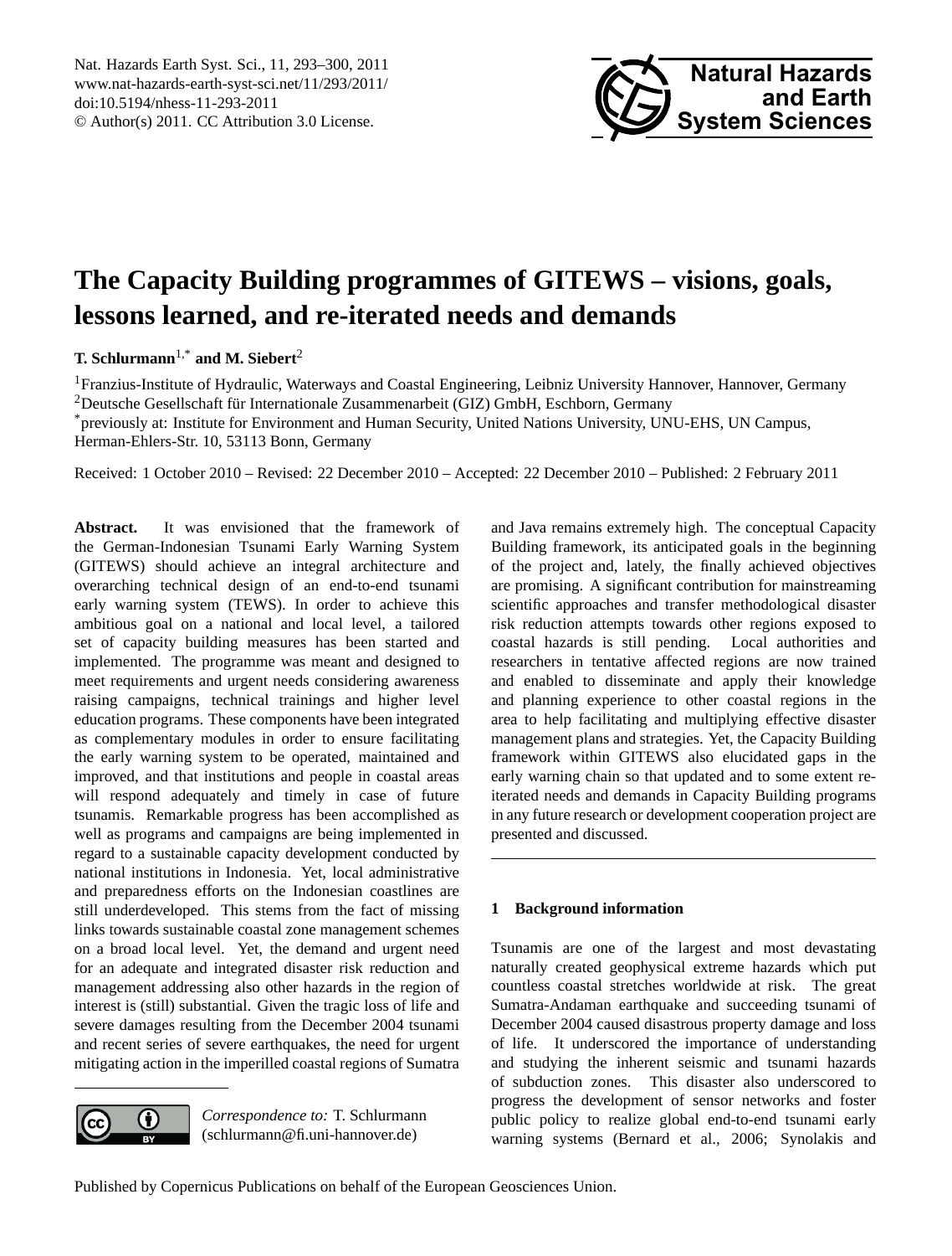# The Capacity Building programmes of GITEWS – visions, goals, lessons learned, and re-iterated needs and demands

**T. Schlurmann**[1,*] **and M. Siebert**[2]

[1]Franzius-Institute of Hydraulic, Waterways and Coastal Engineering, Leibniz University Hannover, Hannover, Germany
[2]Deutsche Gesellschaft für Internationale Zusammenarbeit (GIZ) GmbH, Eschborn, Germany
[*]previously at: Institute for Environment and Human Security, United Nations University, UNU-EHS, UN Campus, Herman-Ehlers-Str. 10, 53113 Bonn, Germany

Received: 1 October 2010 – Revised: 22 December 2010 – Accepted: 22 December 2010 – Published: 2 February 2011

**Abstract.** It was envisioned that the framework of the German-Indonesian Tsunami Early Warning System (GITEWS) should achieve an integral architecture and overarching technical design of an end-to-end tsunami early warning system (TEWS). In order to achieve this ambitious goal on a national and local level, a tailored set of capacity building measures has been started and implemented. The programme was meant and designed to meet requirements and urgent needs considering awareness raising campaigns, technical trainings and higher level education programs. These components have been integrated as complementary modules in order to ensure facilitating the early warning system to be operated, maintained and improved, and that institutions and people in coastal areas will respond adequately and timely in case of future tsunamis. Remarkable progress has been accomplished as well as programs and campaigns are being implemented in regard to a sustainable capacity development conducted by national institutions in Indonesia. Yet, local administrative and preparedness efforts on the Indonesian coastlines are still underdeveloped. This stems from the fact of missing links towards sustainable coastal zone management schemes on a broad local level. Yet, the demand and urgent need for an adequate and integrated disaster risk reduction and management addressing also other hazards in the region of interest is (still) substantial. Given the tragic loss of life and severe damages resulting from the December 2004 tsunami and recent series of severe earthquakes, the need for urgent mitigating action in the imperilled coastal regions of Sumatra and Java remains extremely high. The conceptual Capacity Building framework, its anticipated goals in the beginning of the project and, lately, the finally achieved objectives are promising. A significant contribution for mainstreaming scientific approaches and transfer methodological disaster risk reduction attempts towards other regions exposed to coastal hazards is still pending. Local authorities and researchers in tentative affected regions are now trained and enabled to disseminate and apply their knowledge and planning experience to other coastal regions in the area to help facilitating and multiplying effective disaster management plans and strategies. Yet, the Capacity Building framework within GITEWS also elucidated gaps in the early warning chain so that updated and to some extent re-iterated needs and demands in Capacity Building programs in any future research or development cooperation project are presented and discussed.

*Correspondence to:* T. Schlurmann (schlurmann@fi.uni-hannover.de)

## 1 Background information

Tsunamis are one of the largest and most devastating naturally created geophysical extreme hazards which put countless coastal stretches worldwide at risk. The great Sumatra-Andaman earthquake and succeeding tsunami of December 2004 caused disastrous property damage and loss of life. It underscored the importance of understanding and studying the inherent seismic and tsunami hazards of subduction zones. This disaster also underscored to progress the development of sensor networks and foster public policy to realize global end-to-end tsunami early warning systems (Bernard et al., 2006; Synolakis and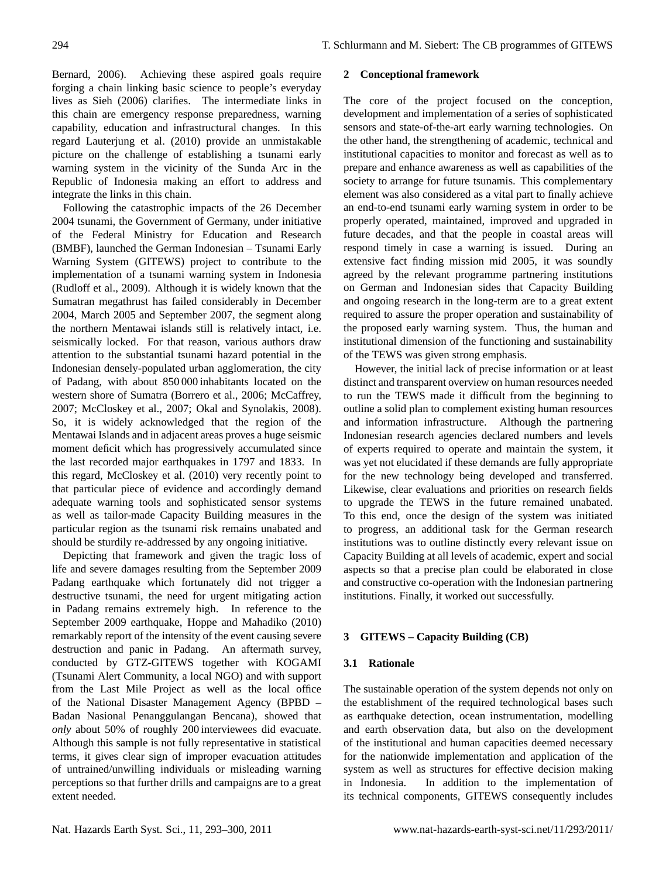Bernard, 2006). Achieving these aspired goals require forging a chain linking basic science to people's everyday lives as Sieh (2006) clarifies. The intermediate links in this chain are emergency response preparedness, warning capability, education and infrastructural changes. In this regard Lauterjung et al. (2010) provide an unmistakable picture on the challenge of establishing a tsunami early warning system in the vicinity of the Sunda Arc in the Republic of Indonesia making an effort to address and integrate the links in this chain.

Following the catastrophic impacts of the 26 December 2004 tsunami, the Government of Germany, under initiative of the Federal Ministry for Education and Research (BMBF), launched the German Indonesian – Tsunami Early Warning System (GITEWS) project to contribute to the implementation of a tsunami warning system in Indonesia (Rudloff et al., 2009). Although it is widely known that the Sumatran megathrust has failed considerably in December 2004, March 2005 and September 2007, the segment along the northern Mentawai islands still is relatively intact, i.e. seismically locked. For that reason, various authors draw attention to the substantial tsunami hazard potential in the Indonesian densely-populated urban agglomeration, the city of Padang, with about 850 000 inhabitants located on the western shore of Sumatra (Borrero et al., 2006; McCaffrey, 2007; McCloskey et al., 2007; Okal and Synolakis, 2008). So, it is widely acknowledged that the region of the Mentawai Islands and in adjacent areas proves a huge seismic moment deficit which has progressively accumulated since the last recorded major earthquakes in 1797 and 1833. In this regard, McCloskey et al. (2010) very recently point to that particular piece of evidence and accordingly demand adequate warning tools and sophisticated sensor systems as well as tailor-made Capacity Building measures in the particular region as the tsunami risk remains unabated and should be sturdily re-addressed by any ongoing initiative.

Depicting that framework and given the tragic loss of life and severe damages resulting from the September 2009 Padang earthquake which fortunately did not trigger a destructive tsunami, the need for urgent mitigating action in Padang remains extremely high. In reference to the September 2009 earthquake, Hoppe and Mahadiko (2010) remarkably report of the intensity of the event causing severe destruction and panic in Padang. An aftermath survey, conducted by GTZ-GITEWS together with KOGAMI (Tsunami Alert Community, a local NGO) and with support from the Last Mile Project as well as the local office of the National Disaster Management Agency (BPBD – Badan Nasional Penanggulangan Bencana), showed that *only* about 50% of roughly 200 interviewees did evacuate. Although this sample is not fully representative in statistical terms, it gives clear sign of improper evacuation attitudes of untrained/unwilling individuals or misleading warning perceptions so that further drills and campaigns are to a great extent needed.

## 2 Conceptional framework

The core of the project focused on the conception, development and implementation of a series of sophisticated sensors and state-of-the-art early warning technologies. On the other hand, the strengthening of academic, technical and institutional capacities to monitor and forecast as well as to prepare and enhance awareness as well as capabilities of the society to arrange for future tsunamis. This complementary element was also considered as a vital part to finally achieve an end-to-end tsunami early warning system in order to be properly operated, maintained, improved and upgraded in future decades, and that the people in coastal areas will respond timely in case a warning is issued. During an extensive fact finding mission mid 2005, it was soundly agreed by the relevant programme partnering institutions on German and Indonesian sides that Capacity Building and ongoing research in the long-term are to a great extent required to assure the proper operation and sustainability of the proposed early warning system. Thus, the human and institutional dimension of the functioning and sustainability of the TEWS was given strong emphasis.

However, the initial lack of precise information or at least distinct and transparent overview on human resources needed to run the TEWS made it difficult from the beginning to outline a solid plan to complement existing human resources and information infrastructure. Although the partnering Indonesian research agencies declared numbers and levels of experts required to operate and maintain the system, it was yet not elucidated if these demands are fully appropriate for the new technology being developed and transferred. Likewise, clear evaluations and priorities on research fields to upgrade the TEWS in the future remained unabated. To this end, once the design of the system was initiated to progress, an additional task for the German research institutions was to outline distinctly every relevant issue on Capacity Building at all levels of academic, expert and social aspects so that a precise plan could be elaborated in close and constructive co-operation with the Indonesian partnering institutions. Finally, it worked out successfully.

## 3 GITEWS – Capacity Building (CB)

### 3.1 Rationale

The sustainable operation of the system depends not only on the establishment of the required technological bases such as earthquake detection, ocean instrumentation, modelling and earth observation data, but also on the development of the institutional and human capacities deemed necessary for the nationwide implementation and application of the system as well as structures for effective decision making in Indonesia. In addition to the implementation of its technical components, GITEWS consequently includes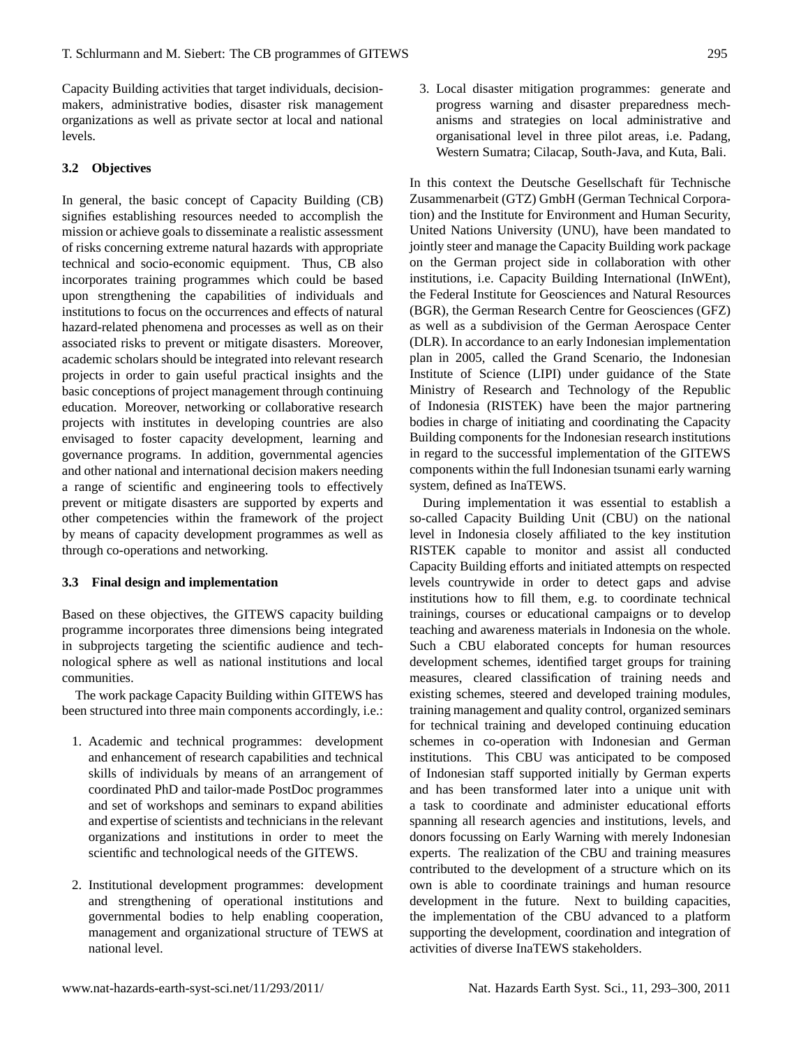Capacity Building activities that target individuals, decision-makers, administrative bodies, disaster risk management organizations as well as private sector at local and national levels.

### 3.2 Objectives

In general, the basic concept of Capacity Building (CB) signifies establishing resources needed to accomplish the mission or achieve goals to disseminate a realistic assessment of risks concerning extreme natural hazards with appropriate technical and socio-economic equipment. Thus, CB also incorporates training programmes which could be based upon strengthening the capabilities of individuals and institutions to focus on the occurrences and effects of natural hazard-related phenomena and processes as well as on their associated risks to prevent or mitigate disasters. Moreover, academic scholars should be integrated into relevant research projects in order to gain useful practical insights and the basic conceptions of project management through continuing education. Moreover, networking or collaborative research projects with institutes in developing countries are also envisaged to foster capacity development, learning and governance programs. In addition, governmental agencies and other national and international decision makers needing a range of scientific and engineering tools to effectively prevent or mitigate disasters are supported by experts and other competencies within the framework of the project by means of capacity development programmes as well as through co-operations and networking.

### 3.3 Final design and implementation

Based on these objectives, the GITEWS capacity building programme incorporates three dimensions being integrated in subprojects targeting the scientific audience and technological sphere as well as national institutions and local communities.

The work package Capacity Building within GITEWS has been structured into three main components accordingly, i.e.:

1. Academic and technical programmes: development and enhancement of research capabilities and technical skills of individuals by means of an arrangement of coordinated PhD and tailor-made PostDoc programmes and set of workshops and seminars to expand abilities and expertise of scientists and technicians in the relevant organizations and institutions in order to meet the scientific and technological needs of the GITEWS.

2. Institutional development programmes: development and strengthening of operational institutions and governmental bodies to help enabling cooperation, management and organizational structure of TEWS at national level.

3. Local disaster mitigation programmes: generate and progress warning and disaster preparedness mechanisms and strategies on local administrative and organisational level in three pilot areas, i.e. Padang, Western Sumatra; Cilacap, South-Java, and Kuta, Bali.

In this context the Deutsche Gesellschaft für Technische Zusammenarbeit (GTZ) GmbH (German Technical Corporation) and the Institute for Environment and Human Security, United Nations University (UNU), have been mandated to jointly steer and manage the Capacity Building work package on the German project side in collaboration with other institutions, i.e. Capacity Building International (InWEnt), the Federal Institute for Geosciences and Natural Resources (BGR), the German Research Centre for Geosciences (GFZ) as well as a subdivision of the German Aerospace Center (DLR). In accordance to an early Indonesian implementation plan in 2005, called the Grand Scenario, the Indonesian Institute of Science (LIPI) under guidance of the State Ministry of Research and Technology of the Republic of Indonesia (RISTEK) have been the major partnering bodies in charge of initiating and coordinating the Capacity Building components for the Indonesian research institutions in regard to the successful implementation of the GITEWS components within the full Indonesian tsunami early warning system, defined as InaTEWS.

During implementation it was essential to establish a so-called Capacity Building Unit (CBU) on the national level in Indonesia closely affiliated to the key institution RISTEK capable to monitor and assist all conducted Capacity Building efforts and initiated attempts on respected levels countrywide in order to detect gaps and advise institutions how to fill them, e.g. to coordinate technical trainings, courses or educational campaigns or to develop teaching and awareness materials in Indonesia on the whole. Such a CBU elaborated concepts for human resources development schemes, identified target groups for training measures, cleared classification of training needs and existing schemes, steered and developed training modules, training management and quality control, organized seminars for technical training and developed continuing education schemes in co-operation with Indonesian and German institutions. This CBU was anticipated to be composed of Indonesian staff supported initially by German experts and has been transformed later into a unique unit with a task to coordinate and administer educational efforts spanning all research agencies and institutions, levels, and donors focussing on Early Warning with merely Indonesian experts. The realization of the CBU and training measures contributed to the development of a structure which on its own is able to coordinate trainings and human resource development in the future. Next to building capacities, the implementation of the CBU advanced to a platform supporting the development, coordination and integration of activities of diverse InaTEWS stakeholders.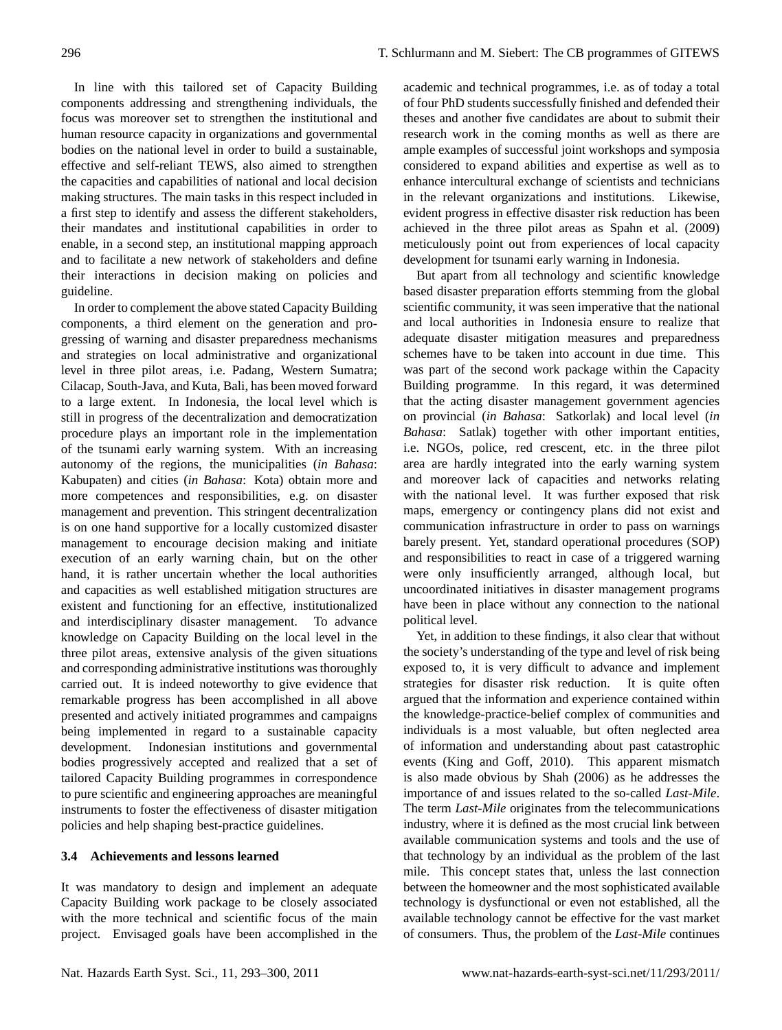In line with this tailored set of Capacity Building components addressing and strengthening individuals, the focus was moreover set to strengthen the institutional and human resource capacity in organizations and governmental bodies on the national level in order to build a sustainable, effective and self-reliant TEWS, also aimed to strengthen the capacities and capabilities of national and local decision making structures. The main tasks in this respect included in a first step to identify and assess the different stakeholders, their mandates and institutional capabilities in order to enable, in a second step, an institutional mapping approach and to facilitate a new network of stakeholders and define their interactions in decision making on policies and guideline.

In order to complement the above stated Capacity Building components, a third element on the generation and progressing of warning and disaster preparedness mechanisms and strategies on local administrative and organizational level in three pilot areas, i.e. Padang, Western Sumatra; Cilacap, South-Java, and Kuta, Bali, has been moved forward to a large extent. In Indonesia, the local level which is still in progress of the decentralization and democratization procedure plays an important role in the implementation of the tsunami early warning system. With an increasing autonomy of the regions, the municipalities (*in Bahasa*: Kabupaten) and cities (*in Bahasa*: Kota) obtain more and more competences and responsibilities, e.g. on disaster management and prevention. This stringent decentralization is on one hand supportive for a locally customized disaster management to encourage decision making and initiate execution of an early warning chain, but on the other hand, it is rather uncertain whether the local authorities and capacities as well established mitigation structures are existent and functioning for an effective, institutionalized and interdisciplinary disaster management. To advance knowledge on Capacity Building on the local level in the three pilot areas, extensive analysis of the given situations and corresponding administrative institutions was thoroughly carried out. It is indeed noteworthy to give evidence that remarkable progress has been accomplished in all above presented and actively initiated programmes and campaigns being implemented in regard to a sustainable capacity development. Indonesian institutions and governmental bodies progressively accepted and realized that a set of tailored Capacity Building programmes in correspondence to pure scientific and engineering approaches are meaningful instruments to foster the effectiveness of disaster mitigation policies and help shaping best-practice guidelines.

### 3.4 Achievements and lessons learned

It was mandatory to design and implement an adequate Capacity Building work package to be closely associated with the more technical and scientific focus of the main project. Envisaged goals have been accomplished in the academic and technical programmes, i.e. as of today a total of four PhD students successfully finished and defended their theses and another five candidates are about to submit their research work in the coming months as well as there are ample examples of successful joint workshops and symposia considered to expand abilities and expertise as well as to enhance intercultural exchange of scientists and technicians in the relevant organizations and institutions. Likewise, evident progress in effective disaster risk reduction has been achieved in the three pilot areas as Spahn et al. (2009) meticulously point out from experiences of local capacity development for tsunami early warning in Indonesia.

But apart from all technology and scientific knowledge based disaster preparation efforts stemming from the global scientific community, it was seen imperative that the national and local authorities in Indonesia ensure to realize that adequate disaster mitigation measures and preparedness schemes have to be taken into account in due time. This was part of the second work package within the Capacity Building programme. In this regard, it was determined that the acting disaster management government agencies on provincial (*in Bahasa*: Satkorlak) and local level (*in Bahasa*: Satlak) together with other important entities, i.e. NGOs, police, red crescent, etc. in the three pilot area are hardly integrated into the early warning system and moreover lack of capacities and networks relating with the national level. It was further exposed that risk maps, emergency or contingency plans did not exist and communication infrastructure in order to pass on warnings barely present. Yet, standard operational procedures (SOP) and responsibilities to react in case of a triggered warning were only insufficiently arranged, although local, but uncoordinated initiatives in disaster management programs have been in place without any connection to the national political level.

Yet, in addition to these findings, it also clear that without the society's understanding of the type and level of risk being exposed to, it is very difficult to advance and implement strategies for disaster risk reduction. It is quite often argued that the information and experience contained within the knowledge-practice-belief complex of communities and individuals is a most valuable, but often neglected area of information and understanding about past catastrophic events (King and Goff, 2010). This apparent mismatch is also made obvious by Shah (2006) as he addresses the importance of and issues related to the so-called *Last-Mile*. The term *Last-Mile* originates from the telecommunications industry, where it is defined as the most crucial link between available communication systems and tools and the use of that technology by an individual as the problem of the last mile. This concept states that, unless the last connection between the homeowner and the most sophisticated available technology is dysfunctional or even not established, all the available technology cannot be effective for the vast market of consumers. Thus, the problem of the *Last-Mile* continues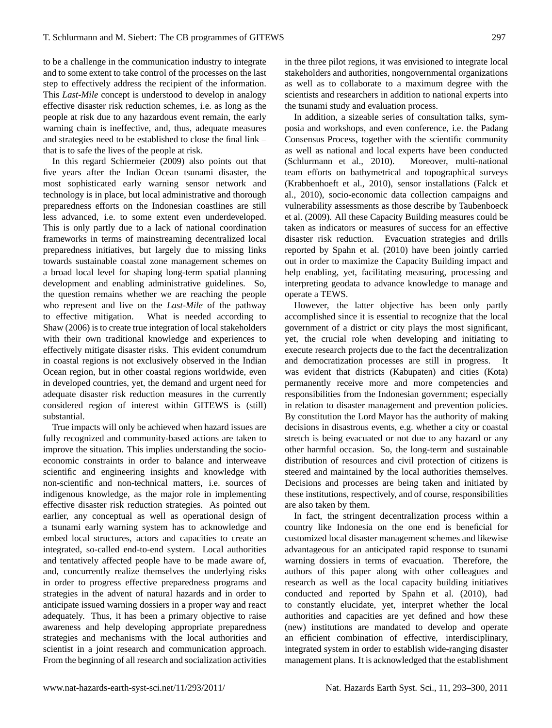to be a challenge in the communication industry to integrate and to some extent to take control of the processes on the last step to effectively address the recipient of the information. This *Last-Mile* concept is understood to develop in analogy effective disaster risk reduction schemes, i.e. as long as the people at risk due to any hazardous event remain, the early warning chain is ineffective, and, thus, adequate measures and strategies need to be established to close the final link – that is to safe the lives of the people at risk.

In this regard Schiermeier (2009) also points out that five years after the Indian Ocean tsunami disaster, the most sophisticated early warning sensor network and technology is in place, but local administrative and thorough preparedness efforts on the Indonesian coastlines are still less advanced, i.e. to some extent even underdeveloped. This is only partly due to a lack of national coordination frameworks in terms of mainstreaming decentralized local preparedness initiatives, but largely due to missing links towards sustainable coastal zone management schemes on a broad local level for shaping long-term spatial planning development and enabling administrative guidelines. So, the question remains whether we are reaching the people who represent and live on the *Last-Mile* of the pathway to effective mitigation. What is needed according to Shaw (2006) is to create true integration of local stakeholders with their own traditional knowledge and experiences to effectively mitigate disaster risks. This evident conumdrum in coastal regions is not exclusively observed in the Indian Ocean region, but in other coastal regions worldwide, even in developed countries, yet, the demand and urgent need for adequate disaster risk reduction measures in the currently considered region of interest within GITEWS is (still) substantial.

True impacts will only be achieved when hazard issues are fully recognized and community-based actions are taken to improve the situation. This implies understanding the socio-economic constraints in order to balance and interweave scientific and engineering insights and knowledge with non-scientific and non-technical matters, i.e. sources of indigenous knowledge, as the major role in implementing effective disaster risk reduction strategies. As pointed out earlier, any conceptual as well as operational design of a tsunami early warning system has to acknowledge and embed local structures, actors and capacities to create an integrated, so-called end-to-end system. Local authorities and tentatively affected people have to be made aware of, and, concurrently realize themselves the underlying risks in order to progress effective preparedness programs and strategies in the advent of natural hazards and in order to anticipate issued warning dossiers in a proper way and react adequately. Thus, it has been a primary objective to raise awareness and help developing appropriate preparedness strategies and mechanisms with the local authorities and scientist in a joint research and communication approach. From the beginning of all research and socialization activities in the three pilot regions, it was envisioned to integrate local stakeholders and authorities, nongovernmental organizations as well as to collaborate to a maximum degree with the scientists and researchers in addition to national experts into the tsunami study and evaluation process.

In addition, a sizeable series of consultation talks, symposia and workshops, and even conference, i.e. the Padang Consensus Process, together with the scientific community as well as national and local experts have been conducted (Schlurmann et al., 2010). Moreover, multi-national team efforts on bathymetrical and topographical surveys (Krabbenhoeft et al., 2010), sensor installations (Falck et al., 2010), socio-economic data collection campaigns and vulnerability assessments as those describe by Taubenboeck et al. (2009). All these Capacity Building measures could be taken as indicators or measures of success for an effective disaster risk reduction. Evacuation strategies and drills reported by Spahn et al. (2010) have been jointly carried out in order to maximize the Capacity Building impact and help enabling, yet, facilitating measuring, processing and interpreting geodata to advance knowledge to manage and operate a TEWS.

However, the latter objective has been only partly accomplished since it is essential to recognize that the local government of a district or city plays the most significant, yet, the crucial role when developing and initiating to execute research projects due to the fact the decentralization and democratization processes are still in progress. It was evident that districts (Kabupaten) and cities (Kota) permanently receive more and more competencies and responsibilities from the Indonesian government; especially in relation to disaster management and prevention policies. By constitution the Lord Mayor has the authority of making decisions in disastrous events, e.g. whether a city or coastal stretch is being evacuated or not due to any hazard or any other harmful occasion. So, the long-term and sustainable distribution of resources and civil protection of citizens is steered and maintained by the local authorities themselves. Decisions and processes are being taken and initiated by these institutions, respectively, and of course, responsibilities are also taken by them.

In fact, the stringent decentralization process within a country like Indonesia on the one end is beneficial for customized local disaster management schemes and likewise advantageous for an anticipated rapid response to tsunami warning dossiers in terms of evacuation. Therefore, the authors of this paper along with other colleagues and research as well as the local capacity building initiatives conducted and reported by Spahn et al. (2010), had to constantly elucidate, yet, interpret whether the local authorities and capacities are yet defined and how these (new) institutions are mandated to develop and operate an efficient combination of effective, interdisciplinary, integrated system in order to establish wide-ranging disaster management plans. It is acknowledged that the establishment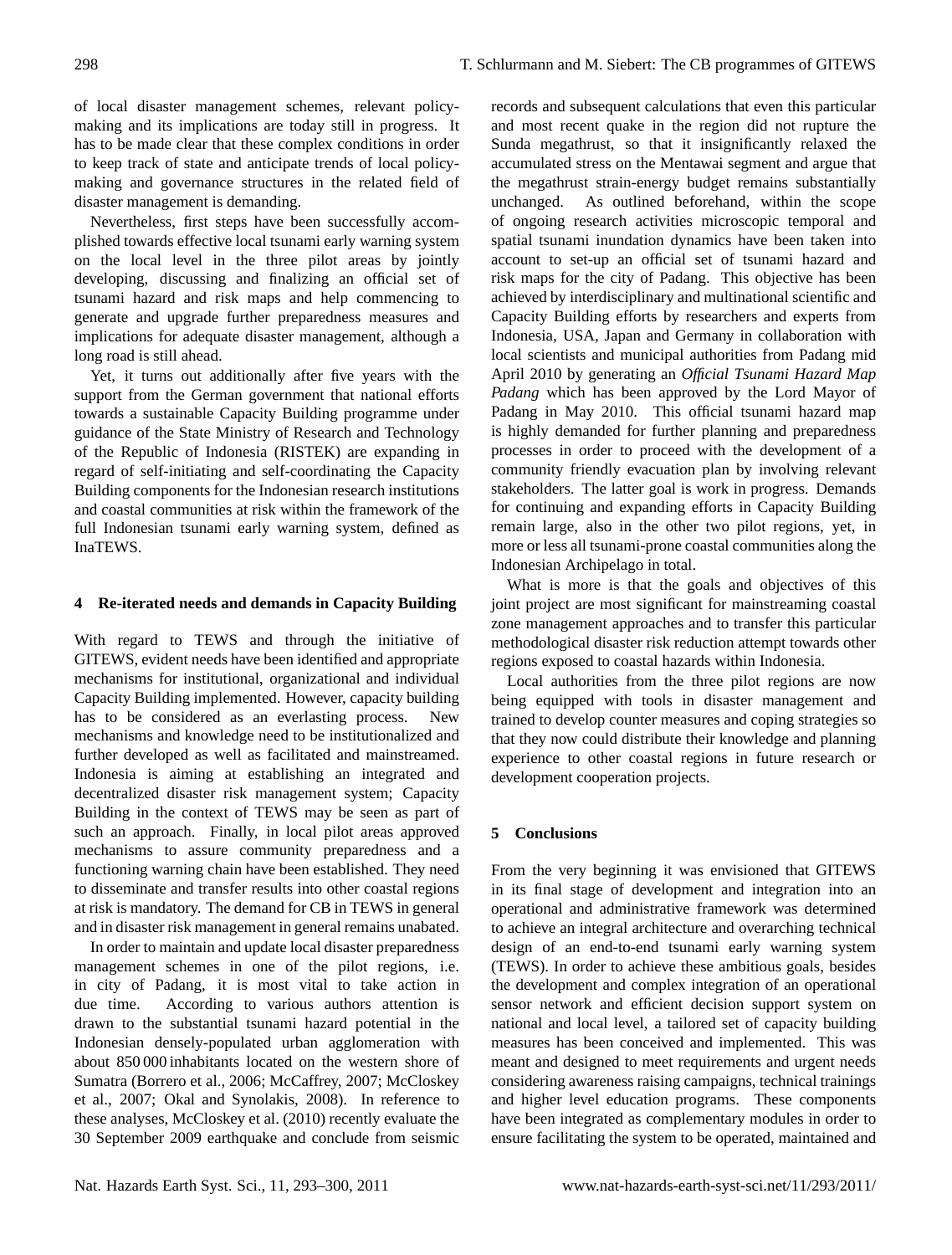of local disaster management schemes, relevant policy-making and its implications are today still in progress. It has to be made clear that these complex conditions in order to keep track of state and anticipate trends of local policy-making and governance structures in the related field of disaster management is demanding.

Nevertheless, first steps have been successfully accomplished towards effective local tsunami early warning system on the local level in the three pilot areas by jointly developing, discussing and finalizing an official set of tsunami hazard and risk maps and help commencing to generate and upgrade further preparedness measures and implications for adequate disaster management, although a long road is still ahead.

Yet, it turns out additionally after five years with the support from the German government that national efforts towards a sustainable Capacity Building programme under guidance of the State Ministry of Research and Technology of the Republic of Indonesia (RISTEK) are expanding in regard of self-initiating and self-coordinating the Capacity Building components for the Indonesian research institutions and coastal communities at risk within the framework of the full Indonesian tsunami early warning system, defined as InaTEWS.

## 4 Re-iterated needs and demands in Capacity Building

With regard to TEWS and through the initiative of GITEWS, evident needs have been identified and appropriate mechanisms for institutional, organizational and individual Capacity Building implemented. However, capacity building has to be considered as an everlasting process. New mechanisms and knowledge need to be institutionalized and further developed as well as facilitated and mainstreamed. Indonesia is aiming at establishing an integrated and decentralized disaster risk management system; Capacity Building in the context of TEWS may be seen as part of such an approach. Finally, in local pilot areas approved mechanisms to assure community preparedness and a functioning warning chain have been established. They need to disseminate and transfer results into other coastal regions at risk is mandatory. The demand for CB in TEWS in general and in disaster risk management in general remains unabated.

In order to maintain and update local disaster preparedness management schemes in one of the pilot regions, i.e. in city of Padang, it is most vital to take action in due time. According to various authors attention is drawn to the substantial tsunami hazard potential in the Indonesian densely-populated urban agglomeration with about 850 000 inhabitants located on the western shore of Sumatra (Borrero et al., 2006; McCaffrey, 2007; McCloskey et al., 2007; Okal and Synolakis, 2008). In reference to these analyses, McCloskey et al. (2010) recently evaluate the 30 September 2009 earthquake and conclude from seismic records and subsequent calculations that even this particular and most recent quake in the region did not rupture the Sunda megathrust, so that it insignificantly relaxed the accumulated stress on the Mentawai segment and argue that the megathrust strain-energy budget remains substantially unchanged. As outlined beforehand, within the scope of ongoing research activities microscopic temporal and spatial tsunami inundation dynamics have been taken into account to set-up an official set of tsunami hazard and risk maps for the city of Padang. This objective has been achieved by interdisciplinary and multinational scientific and Capacity Building efforts by researchers and experts from Indonesia, USA, Japan and Germany in collaboration with local scientists and municipal authorities from Padang mid April 2010 by generating an *Official Tsunami Hazard Map Padang* which has been approved by the Lord Mayor of Padang in May 2010. This official tsunami hazard map is highly demanded for further planning and preparedness processes in order to proceed with the development of a community friendly evacuation plan by involving relevant stakeholders. The latter goal is work in progress. Demands for continuing and expanding efforts in Capacity Building remain large, also in the other two pilot regions, yet, in more or less all tsunami-prone coastal communities along the Indonesian Archipelago in total.

What is more is that the goals and objectives of this joint project are most significant for mainstreaming coastal zone management approaches and to transfer this particular methodological disaster risk reduction attempt towards other regions exposed to coastal hazards within Indonesia.

Local authorities from the three pilot regions are now being equipped with tools in disaster management and trained to develop counter measures and coping strategies so that they now could distribute their knowledge and planning experience to other coastal regions in future research or development cooperation projects.

## 5 Conclusions

From the very beginning it was envisioned that GITEWS in its final stage of development and integration into an operational and administrative framework was determined to achieve an integral architecture and overarching technical design of an end-to-end tsunami early warning system (TEWS). In order to achieve these ambitious goals, besides the development and complex integration of an operational sensor network and efficient decision support system on national and local level, a tailored set of capacity building measures has been conceived and implemented. This was meant and designed to meet requirements and urgent needs considering awareness raising campaigns, technical trainings and higher level education programs. These components have been integrated as complementary modules in order to ensure facilitating the system to be operated, maintained and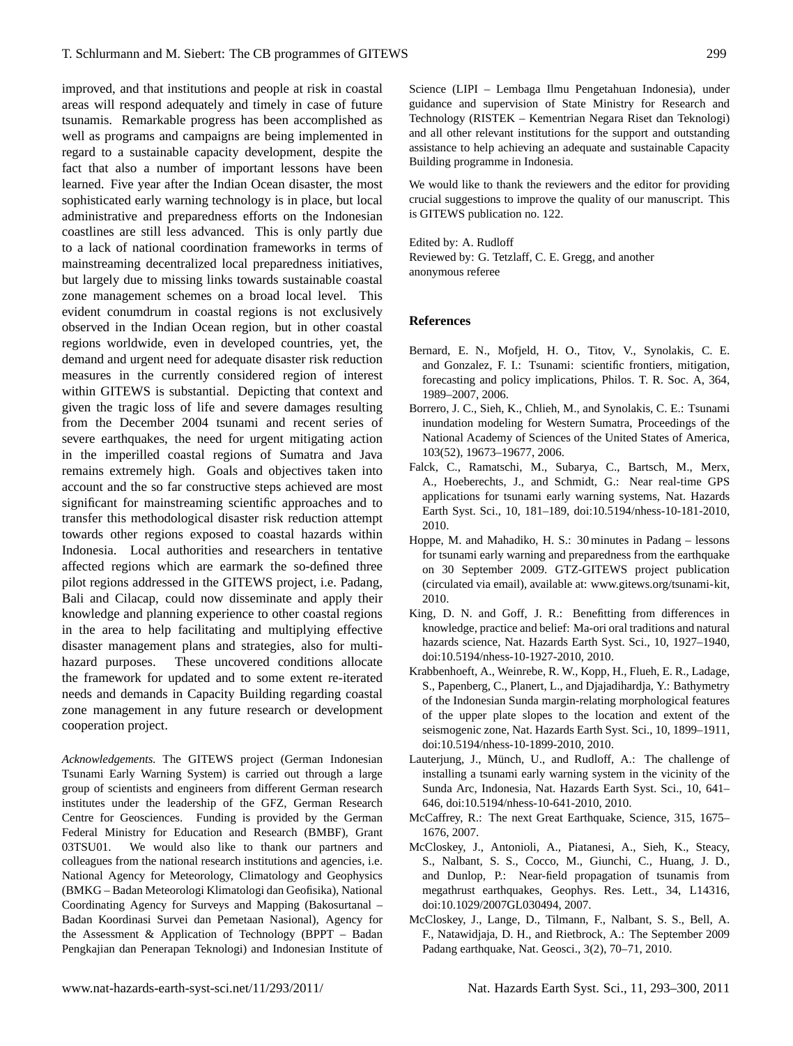improved, and that institutions and people at risk in coastal areas will respond adequately and timely in case of future tsunamis. Remarkable progress has been accomplished as well as programs and campaigns are being implemented in regard to a sustainable capacity development, despite the fact that also a number of important lessons have been learned. Five year after the Indian Ocean disaster, the most sophisticated early warning technology is in place, but local administrative and preparedness efforts on the Indonesian coastlines are still less advanced. This is only partly due to a lack of national coordination frameworks in terms of mainstreaming decentralized local preparedness initiatives, but largely due to missing links towards sustainable coastal zone management schemes on a broad local level. This evident conumdrum in coastal regions is not exclusively observed in the Indian Ocean region, but in other coastal regions worldwide, even in developed countries, yet, the demand and urgent need for adequate disaster risk reduction measures in the currently considered region of interest within GITEWS is substantial. Depicting that context and given the tragic loss of life and severe damages resulting from the December 2004 tsunami and recent series of severe earthquakes, the need for urgent mitigating action in the imperilled coastal regions of Sumatra and Java remains extremely high. Goals and objectives taken into account and the so far constructive steps achieved are most significant for mainstreaming scientific approaches and to transfer this methodological disaster risk reduction attempt towards other regions exposed to coastal hazards within Indonesia. Local authorities and researchers in tentative affected regions which are earmark the so-defined three pilot regions addressed in the GITEWS project, i.e. Padang, Bali and Cilacap, could now disseminate and apply their knowledge and planning experience to other coastal regions in the area to help facilitating and multiplying effective disaster management plans and strategies, also for multi-hazard purposes. These uncovered conditions allocate the framework for updated and to some extent re-iterated needs and demands in Capacity Building regarding coastal zone management in any future research or development cooperation project.

*Acknowledgements.* The GITEWS project (German Indonesian Tsunami Early Warning System) is carried out through a large group of scientists and engineers from different German research institutes under the leadership of the GFZ, German Research Centre for Geosciences. Funding is provided by the German Federal Ministry for Education and Research (BMBF), Grant 03TSU01. We would also like to thank our partners and colleagues from the national research institutions and agencies, i.e. National Agency for Meteorology, Climatology and Geophysics (BMKG – Badan Meteorologi Klimatologi dan Geofisika), National Coordinating Agency for Surveys and Mapping (Bakosurtanal – Badan Koordinasi Survei dan Pemetaan Nasional), Agency for the Assessment & Application of Technology (BPPT – Badan Pengkajian dan Penerapan Teknologi) and Indonesian Institute of Science (LIPI – Lembaga Ilmu Pengetahuan Indonesia), under guidance and supervision of State Ministry for Research and Technology (RISTEK – Kementrian Negara Riset dan Teknologi) and all other relevant institutions for the support and outstanding assistance to help achieving an adequate and sustainable Capacity Building programme in Indonesia.

We would like to thank the reviewers and the editor for providing crucial suggestions to improve the quality of our manuscript. This is GITEWS publication no. 122.

Edited by: A. Rudloff
Reviewed by: G. Tetzlaff, C. E. Gregg, and another anonymous referee

## References

Bernard, E. N., Mofjeld, H. O., Titov, V., Synolakis, C. E. and Gonzalez, F. I.: Tsunami: scientific frontiers, mitigation, forecasting and policy implications, Philos. T. R. Soc. A, 364, 1989–2007, 2006.

Borrero, J. C., Sieh, K., Chlieh, M., and Synolakis, C. E.: Tsunami inundation modeling for Western Sumatra, Proceedings of the National Academy of Sciences of the United States of America, 103(52), 19673–19677, 2006.

Falck, C., Ramatschi, M., Subarya, C., Bartsch, M., Merx, A., Hoeberechts, J., and Schmidt, G.: Near real-time GPS applications for tsunami early warning systems, Nat. Hazards Earth Syst. Sci., 10, 181–189, doi:10.5194/nhess-10-181-2010, 2010.

Hoppe, M. and Mahadiko, H. S.: 30 minutes in Padang – lessons for tsunami early warning and preparedness from the earthquake on 30 September 2009. GTZ-GITEWS project publication (circulated via email), available at: www.gitews.org/tsunami-kit, 2010.

King, D. N. and Goff, J. R.: Benefitting from differences in knowledge, practice and belief: Ma-ori oral traditions and natural hazards science, Nat. Hazards Earth Syst. Sci., 10, 1927–1940, doi:10.5194/nhess-10-1927-2010, 2010.

Krabbenhoeft, A., Weinrebe, R. W., Kopp, H., Flueh, E. R., Ladage, S., Papenberg, C., Planert, L., and Djajadihardja, Y.: Bathymetry of the Indonesian Sunda margin-relating morphological features of the upper plate slopes to the location and extent of the seismogenic zone, Nat. Hazards Earth Syst. Sci., 10, 1899–1911, doi:10.5194/nhess-10-1899-2010, 2010.

Lauterjung, J., Münch, U., and Rudloff, A.: The challenge of installing a tsunami early warning system in the vicinity of the Sunda Arc, Indonesia, Nat. Hazards Earth Syst. Sci., 10, 641–646, doi:10.5194/nhess-10-641-2010, 2010.

McCaffrey, R.: The next Great Earthquake, Science, 315, 1675–1676, 2007.

McCloskey, J., Antonioli, A., Piatanesi, A., Sieh, K., Steacy, S., Nalbant, S. S., Cocco, M., Giunchi, C., Huang, J. D., and Dunlop, P.: Near-field propagation of tsunamis from megathrust earthquakes, Geophys. Res. Lett., 34, L14316, doi:10.1029/2007GL030494, 2007.

McCloskey, J., Lange, D., Tilmann, F., Nalbant, S. S., Bell, A. F., Natawidjaja, D. H., and Rietbrock, A.: The September 2009 Padang earthquake, Nat. Geosci., 3(2), 70–71, 2010.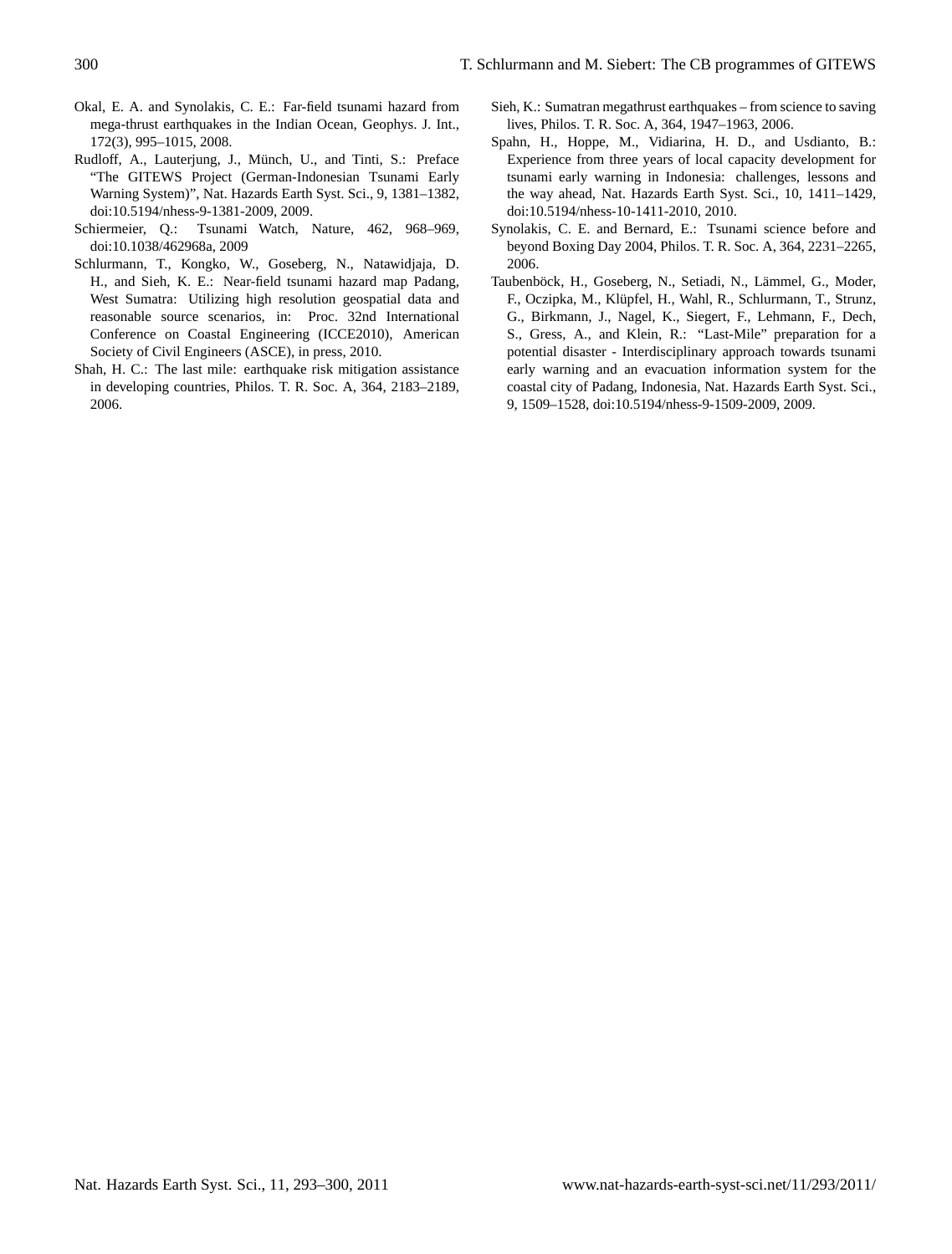Okal, E. A. and Synolakis, C. E.: Far-field tsunami hazard from mega-thrust earthquakes in the Indian Ocean, Geophys. J. Int., 172(3), 995–1015, 2008.

Rudloff, A., Lauterjung, J., Münch, U., and Tinti, S.: Preface "The GITEWS Project (German-Indonesian Tsunami Early Warning System)", Nat. Hazards Earth Syst. Sci., 9, 1381–1382, doi:10.5194/nhess-9-1381-2009, 2009.

Schiermeier, Q.: Tsunami Watch, Nature, 462, 968–969, doi:10.1038/462968a, 2009

Schlurmann, T., Kongko, W., Goseberg, N., Natawidjaja, D. H., and Sieh, K. E.: Near-field tsunami hazard map Padang, West Sumatra: Utilizing high resolution geospatial data and reasonable source scenarios, in: Proc. 32nd International Conference on Coastal Engineering (ICCE2010), American Society of Civil Engineers (ASCE), in press, 2010.

Shah, H. C.: The last mile: earthquake risk mitigation assistance in developing countries, Philos. T. R. Soc. A, 364, 2183–2189, 2006.

Sieh, K.: Sumatran megathrust earthquakes – from science to saving lives, Philos. T. R. Soc. A, 364, 1947–1963, 2006.

Spahn, H., Hoppe, M., Vidiarina, H. D., and Usdianto, B.: Experience from three years of local capacity development for tsunami early warning in Indonesia: challenges, lessons and the way ahead, Nat. Hazards Earth Syst. Sci., 10, 1411–1429, doi:10.5194/nhess-10-1411-2010, 2010.

Synolakis, C. E. and Bernard, E.: Tsunami science before and beyond Boxing Day 2004, Philos. T. R. Soc. A, 364, 2231–2265, 2006.

Taubenböck, H., Goseberg, N., Setiadi, N., Lämmel, G., Moder, F., Oczipka, M., Klüpfel, H., Wahl, R., Schlurmann, T., Strunz, G., Birkmann, J., Nagel, K., Siegert, F., Lehmann, F., Dech, S., Gress, A., and Klein, R.: "Last-Mile" preparation for a potential disaster - Interdisciplinary approach towards tsunami early warning and an evacuation information system for the coastal city of Padang, Indonesia, Nat. Hazards Earth Syst. Sci., 9, 1509–1528, doi:10.5194/nhess-9-1509-2009, 2009.